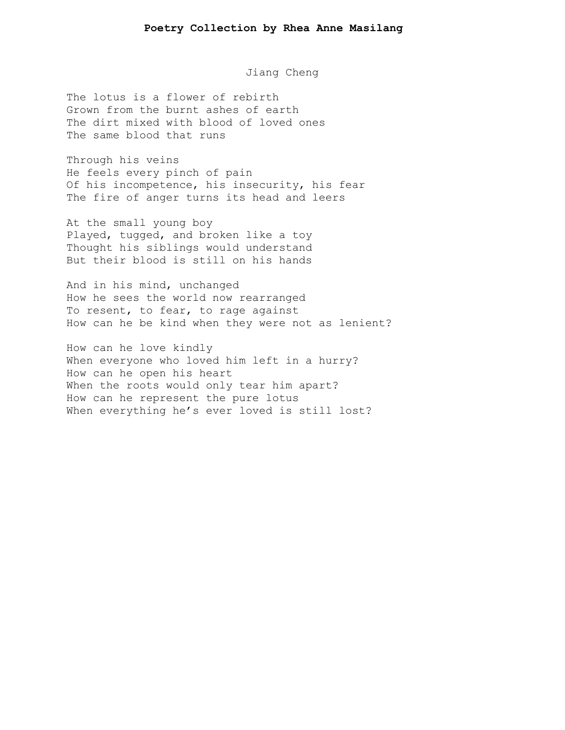# Poetry Collection by Rhea Anne Masilang

## Jiang Cheng

The lotus is a flower of rebirth  
Grown from the burnt ashes of earth  
The dirt mixed with blood of loved ones  
The same blood that runs

Through his veins  
He feels every pinch of pain  
Of his incompetence, his insecurity, his fear  
The fire of anger turns its head and leers

At the small young boy  
Played, tugged, and broken like a toy  
Thought his siblings would understand  
But their blood is still on his hands

And in his mind, unchanged  
How he sees the world now rearranged  
To resent, to fear, to rage against  
How can he be kind when they were not as lenient?

How can he love kindly  
When everyone who loved him left in a hurry?  
How can he open his heart  
When the roots would only tear him apart?  
How can he represent the pure lotus  
When everything he's ever loved is still lost?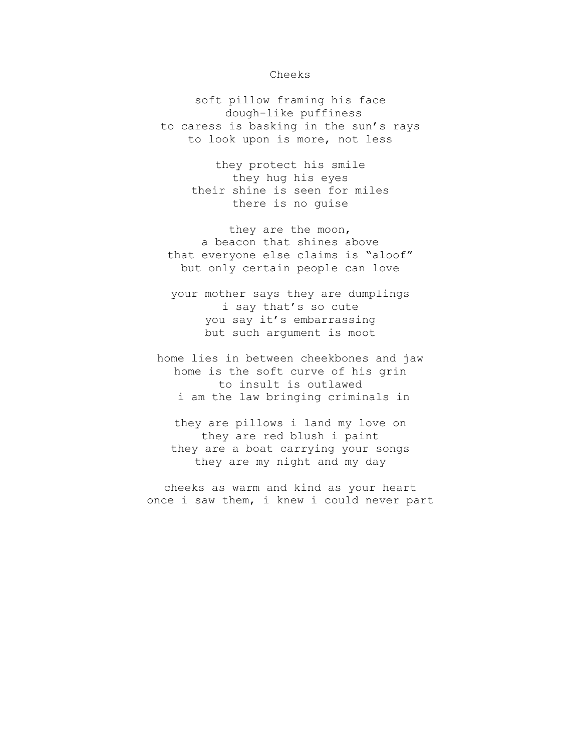# Cheeks

soft pillow framing his face  
dough-like puffiness  
to caress is basking in the sun's rays  
to look upon is more, not less

they protect his smile  
they hug his eyes  
their shine is seen for miles  
there is no guise

they are the moon,  
a beacon that shines above  
that everyone else claims is "aloof"  
but only certain people can love

your mother says they are dumplings  
i say that's so cute  
you say it's embarrassing  
but such argument is moot

home lies in between cheekbones and jaw  
home is the soft curve of his grin  
to insult is outlawed  
i am the law bringing criminals in

they are pillows i land my love on  
they are red blush i paint  
they are a boat carrying your songs  
they are my night and my day

cheeks as warm and kind as your heart  
once i saw them, i knew i could never part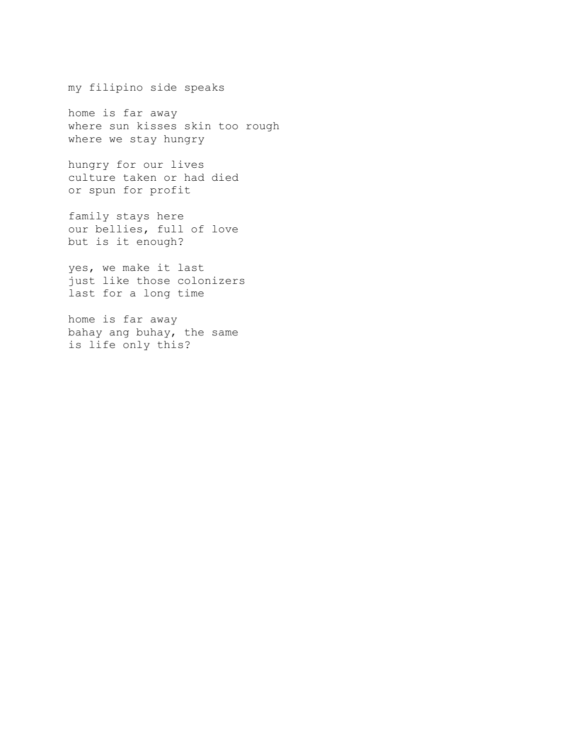my filipino side speaks

home is far away  
where sun kisses skin too rough  
where we stay hungry

hungry for our lives  
culture taken or had died  
or spun for profit

family stays here  
our bellies, full of love  
but is it enough?

yes, we make it last  
just like those colonizers  
last for a long time

home is far away  
bahay ang buhay, the same  
is life only this?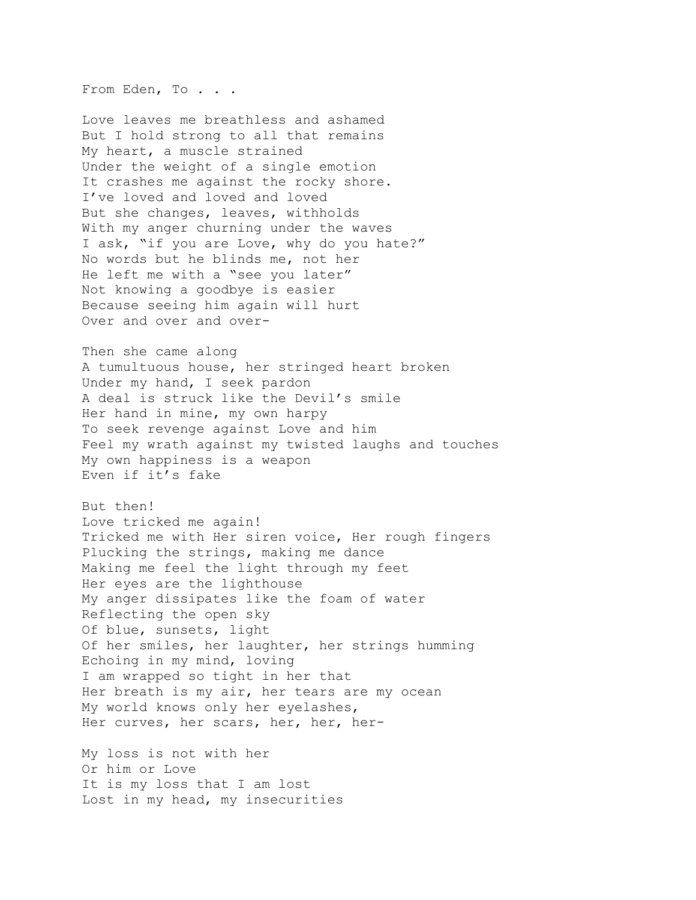From Eden, To . . .

Love leaves me breathless and ashamed  
But I hold strong to all that remains  
My heart, a muscle strained  
Under the weight of a single emotion  
It crashes me against the rocky shore.  
I've loved and loved and loved  
But she changes, leaves, withholds  
With my anger churning under the waves  
I ask, "if you are Love, why do you hate?"  
No words but he blinds me, not her  
He left me with a "see you later"  
Not knowing a goodbye is easier  
Because seeing him again will hurt  
Over and over and over-

Then she came along  
A tumultuous house, her stringed heart broken  
Under my hand, I seek pardon  
A deal is struck like the Devil's smile  
Her hand in mine, my own harpy  
To seek revenge against Love and him  
Feel my wrath against my twisted laughs and touches  
My own happiness is a weapon  
Even if it's fake

But then!  
Love tricked me again!  
Tricked me with Her siren voice, Her rough fingers  
Plucking the strings, making me dance  
Making me feel the light through my feet  
Her eyes are the lighthouse  
My anger dissipates like the foam of water  
Reflecting the open sky  
Of blue, sunsets, light  
Of her smiles, her laughter, her strings humming  
Echoing in my mind, loving  
I am wrapped so tight in her that  
Her breath is my air, her tears are my ocean  
My world knows only her eyelashes,  
Her curves, her scars, her, her, her-

My loss is not with her  
Or him or Love  
It is my loss that I am lost  
Lost in my head, my insecurities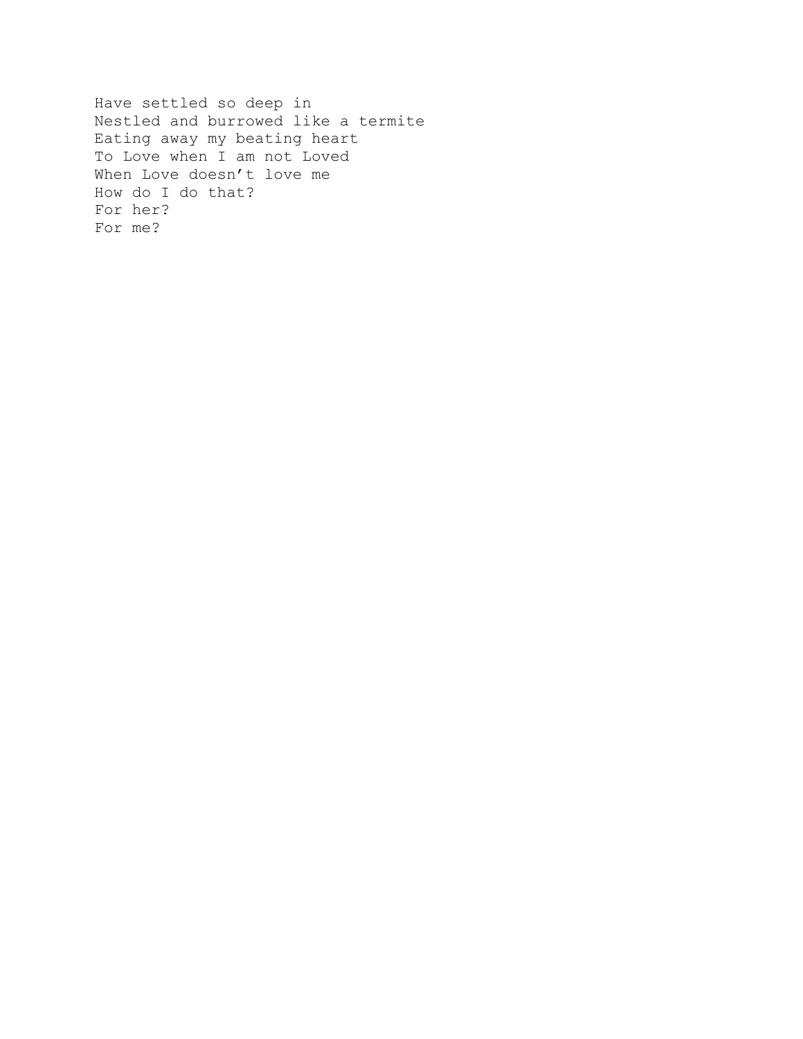Have settled so deep in
Nestled and burrowed like a termite
Eating away my beating heart
To Love when I am not Loved
When Love doesn't love me
How do I do that?
For her?
For me?